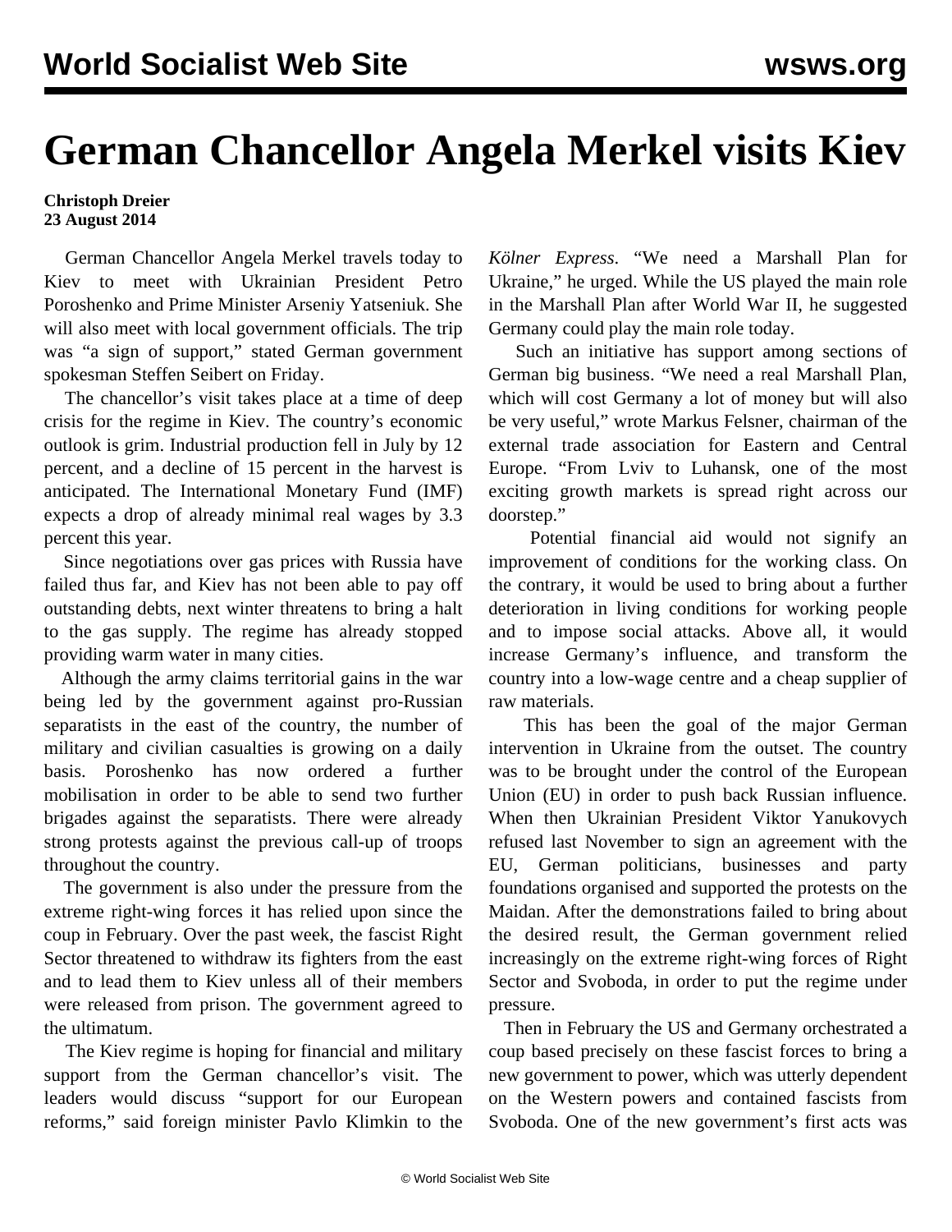# German Chancellor Angela Merkel visits Kiev

**Christoph Dreier**
**23 August 2014**

German Chancellor Angela Merkel travels today to Kiev to meet with Ukrainian President Petro Poroshenko and Prime Minister Arseniy Yatseniuk. She will also meet with local government officials. The trip was "a sign of support," stated German government spokesman Steffen Seibert on Friday.

The chancellor's visit takes place at a time of deep crisis for the regime in Kiev. The country's economic outlook is grim. Industrial production fell in July by 12 percent, and a decline of 15 percent in the harvest is anticipated. The International Monetary Fund (IMF) expects a drop of already minimal real wages by 3.3 percent this year.

Since negotiations over gas prices with Russia have failed thus far, and Kiev has not been able to pay off outstanding debts, next winter threatens to bring a halt to the gas supply. The regime has already stopped providing warm water in many cities.

Although the army claims territorial gains in the war being led by the government against pro-Russian separatists in the east of the country, the number of military and civilian casualties is growing on a daily basis. Poroshenko has now ordered a further mobilisation in order to be able to send two further brigades against the separatists. There were already strong protests against the previous call-up of troops throughout the country.

The government is also under the pressure from the extreme right-wing forces it has relied upon since the coup in February. Over the past week, the fascist Right Sector threatened to withdraw its fighters from the east and to lead them to Kiev unless all of their members were released from prison. The government agreed to the ultimatum.

The Kiev regime is hoping for financial and military support from the German chancellor's visit. The leaders would discuss "support for our European reforms," said foreign minister Pavlo Klimkin to the *Kölner Express*. "We need a Marshall Plan for Ukraine," he urged. While the US played the main role in the Marshall Plan after World War II, he suggested Germany could play the main role today.

Such an initiative has support among sections of German big business. "We need a real Marshall Plan, which will cost Germany a lot of money but will also be very useful," wrote Markus Felsner, chairman of the external trade association for Eastern and Central Europe. "From Lviv to Luhansk, one of the most exciting growth markets is spread right across our doorstep."

Potential financial aid would not signify an improvement of conditions for the working class. On the contrary, it would be used to bring about a further deterioration in living conditions for working people and to impose social attacks. Above all, it would increase Germany's influence, and transform the country into a low-wage centre and a cheap supplier of raw materials.

This has been the goal of the major German intervention in Ukraine from the outset. The country was to be brought under the control of the European Union (EU) in order to push back Russian influence. When then Ukrainian President Viktor Yanukovych refused last November to sign an agreement with the EU, German politicians, businesses and party foundations organised and supported the protests on the Maidan. After the demonstrations failed to bring about the desired result, the German government relied increasingly on the extreme right-wing forces of Right Sector and Svoboda, in order to put the regime under pressure.

Then in February the US and Germany orchestrated a coup based precisely on these fascist forces to bring a new government to power, which was utterly dependent on the Western powers and contained fascists from Svoboda. One of the new government's first acts was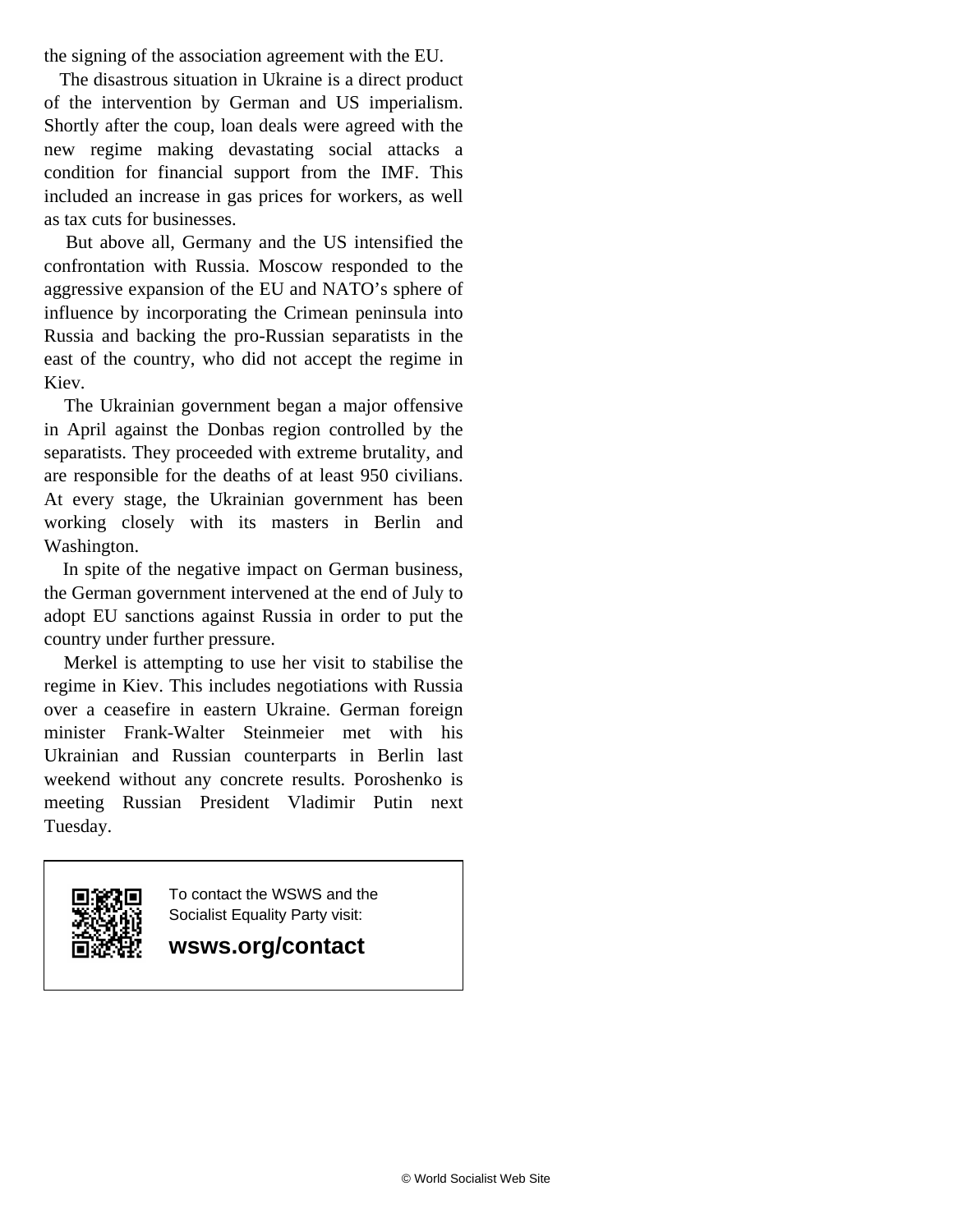the signing of the association agreement with the EU.

The disastrous situation in Ukraine is a direct product of the intervention by German and US imperialism. Shortly after the coup, loan deals were agreed with the new regime making devastating social attacks a condition for financial support from the IMF. This included an increase in gas prices for workers, as well as tax cuts for businesses.

But above all, Germany and the US intensified the confrontation with Russia. Moscow responded to the aggressive expansion of the EU and NATO's sphere of influence by incorporating the Crimean peninsula into Russia and backing the pro-Russian separatists in the east of the country, who did not accept the regime in Kiev.

The Ukrainian government began a major offensive in April against the Donbas region controlled by the separatists. They proceeded with extreme brutality, and are responsible for the deaths of at least 950 civilians. At every stage, the Ukrainian government has been working closely with its masters in Berlin and Washington.

In spite of the negative impact on German business, the German government intervened at the end of July to adopt EU sanctions against Russia in order to put the country under further pressure.

Merkel is attempting to use her visit to stabilise the regime in Kiev. This includes negotiations with Russia over a ceasefire in eastern Ukraine. German foreign minister Frank-Walter Steinmeier met with his Ukrainian and Russian counterparts in Berlin last weekend without any concrete results. Poroshenko is meeting Russian President Vladimir Putin next Tuesday.

To contact the WSWS and the Socialist Equality Party visit:

**wsws.org/contact**